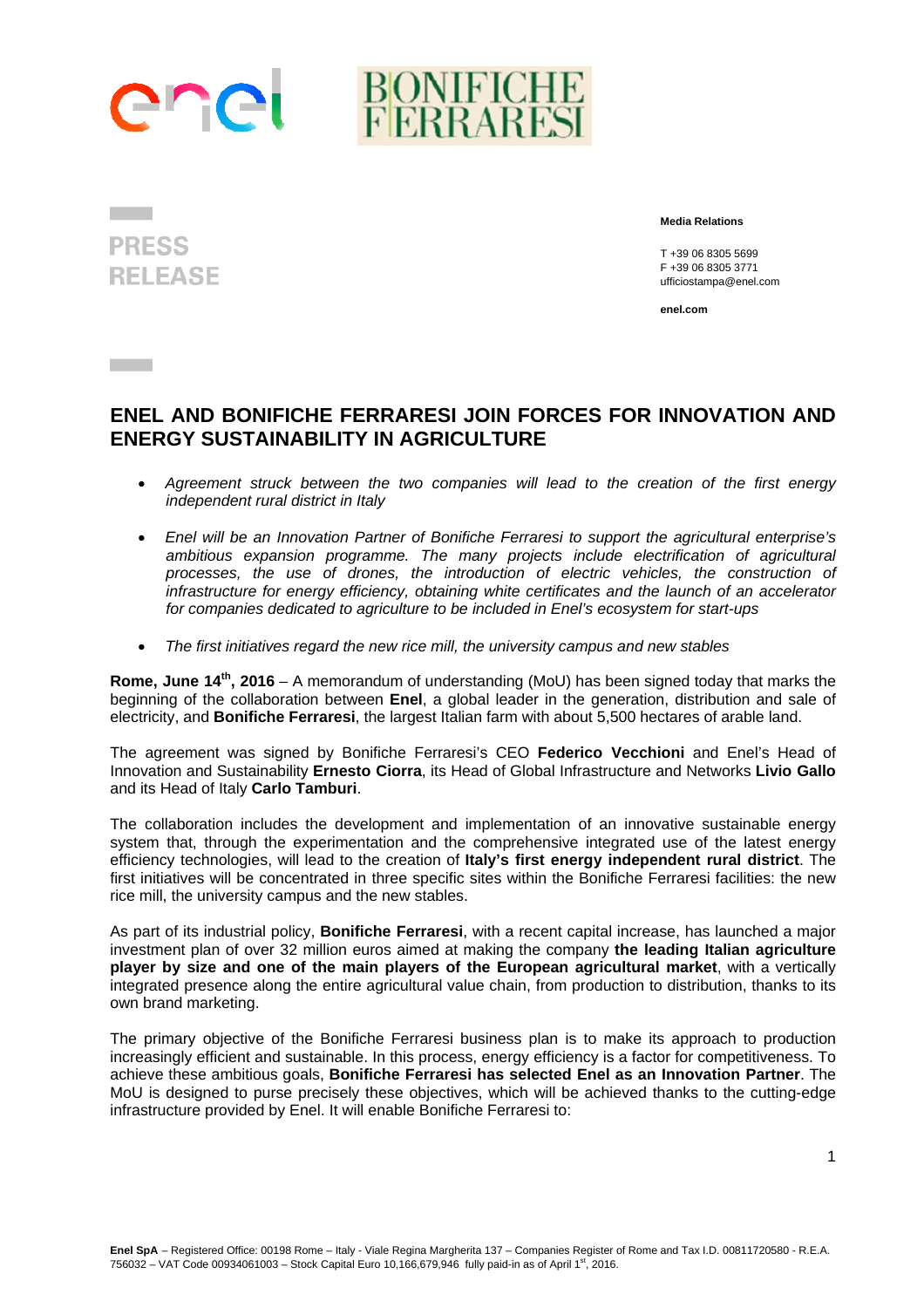**PRESS RELEASE**

**Media Relations**

T +39 06 8305 5699
F +39 06 8305 3771
ufficiostampa@enel.com

**enel.com**

# ENEL AND BONIFICHE FERRARESI JOIN FORCES FOR INNOVATION AND ENERGY SUSTAINABILITY IN AGRICULTURE

- *Agreement struck between the two companies will lead to the creation of the first energy independent rural district in Italy*
- *Enel will be an Innovation Partner of Bonifiche Ferraresi to support the agricultural enterprise's ambitious expansion programme. The many projects include electrification of agricultural processes, the use of drones, the introduction of electric vehicles, the construction of infrastructure for energy efficiency, obtaining white certificates and the launch of an accelerator for companies dedicated to agriculture to be included in Enel's ecosystem for start-ups*
- *The first initiatives regard the new rice mill, the university campus and new stables*

**Rome, June 14th, 2016** – A memorandum of understanding (MoU) has been signed today that marks the beginning of the collaboration between **Enel**, a global leader in the generation, distribution and sale of electricity, and **Bonifiche Ferraresi**, the largest Italian farm with about 5,500 hectares of arable land.

The agreement was signed by Bonifiche Ferraresi's CEO **Federico Vecchioni** and Enel's Head of Innovation and Sustainability **Ernesto Ciorra**, its Head of Global Infrastructure and Networks **Livio Gallo** and its Head of Italy **Carlo Tamburi**.

The collaboration includes the development and implementation of an innovative sustainable energy system that, through the experimentation and the comprehensive integrated use of the latest energy efficiency technologies, will lead to the creation of **Italy's first energy independent rural district**. The first initiatives will be concentrated in three specific sites within the Bonifiche Ferraresi facilities: the new rice mill, the university campus and the new stables.

As part of its industrial policy, **Bonifiche Ferraresi**, with a recent capital increase, has launched a major investment plan of over 32 million euros aimed at making the company **the leading Italian agriculture player by size and one of the main players of the European agricultural market**, with a vertically integrated presence along the entire agricultural value chain, from production to distribution, thanks to its own brand marketing.

The primary objective of the Bonifiche Ferraresi business plan is to make its approach to production increasingly efficient and sustainable. In this process, energy efficiency is a factor for competitiveness. To achieve these ambitious goals, **Bonifiche Ferraresi has selected Enel as an Innovation Partner**. The MoU is designed to purse precisely these objectives, which will be achieved thanks to the cutting-edge infrastructure provided by Enel. It will enable Bonifiche Ferraresi to:

**Enel SpA** – Registered Office: 00198 Rome – Italy - Viale Regina Margherita 137 – Companies Register of Rome and Tax I.D. 00811720580 - R.E.A. 756032 – VAT Code 00934061003 – Stock Capital Euro 10,166,679,946 fully paid-in as of April 1st, 2016.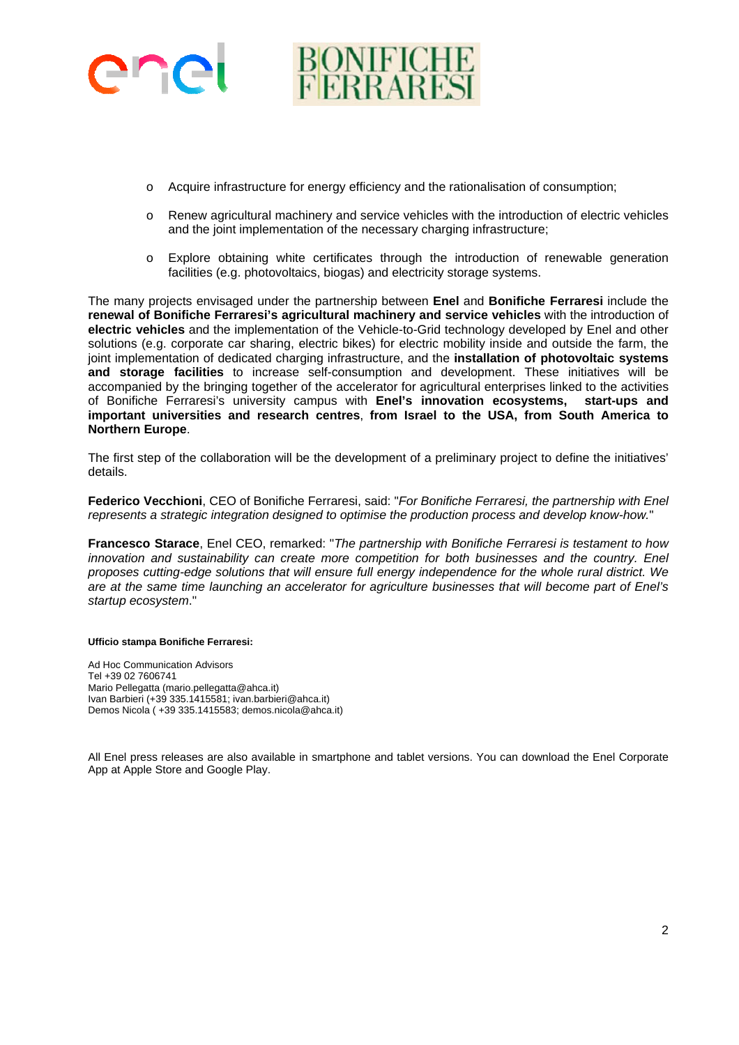- Acquire infrastructure for energy efficiency and the rationalisation of consumption;
- Renew agricultural machinery and service vehicles with the introduction of electric vehicles and the joint implementation of the necessary charging infrastructure;
- Explore obtaining white certificates through the introduction of renewable generation facilities (e.g. photovoltaics, biogas) and electricity storage systems.

The many projects envisaged under the partnership between **Enel** and **Bonifiche Ferraresi** include the **renewal of Bonifiche Ferraresi's agricultural machinery and service vehicles** with the introduction of **electric vehicles** and the implementation of the Vehicle-to-Grid technology developed by Enel and other solutions (e.g. corporate car sharing, electric bikes) for electric mobility inside and outside the farm, the joint implementation of dedicated charging infrastructure, and the **installation of photovoltaic systems and storage facilities** to increase self-consumption and development. These initiatives will be accompanied by the bringing together of the accelerator for agricultural enterprises linked to the activities of Bonifiche Ferraresi's university campus with **Enel's innovation ecosystems, start-ups and important universities and research centres**, **from Israel to the USA, from South America to Northern Europe**.

The first step of the collaboration will be the development of a preliminary project to define the initiatives' details.

**Federico Vecchioni**, CEO of Bonifiche Ferraresi, said: "*For Bonifiche Ferraresi, the partnership with Enel represents a strategic integration designed to optimise the production process and develop know-how.*"

**Francesco Starace**, Enel CEO, remarked: "*The partnership with Bonifiche Ferraresi is testament to how innovation and sustainability can create more competition for both businesses and the country. Enel proposes cutting-edge solutions that will ensure full energy independence for the whole rural district. We are at the same time launching an accelerator for agriculture businesses that will become part of Enel's startup ecosystem*."

**Ufficio stampa Bonifiche Ferraresi:**

Ad Hoc Communication Advisors
Tel +39 02 7606741
Mario Pellegatta (mario.pellegatta@ahca.it)
Ivan Barbieri (+39 335.1415581; ivan.barbieri@ahca.it)
Demos Nicola ( +39 335.1415583; demos.nicola@ahca.it)

All Enel press releases are also available in smartphone and tablet versions. You can download the Enel Corporate App at Apple Store and Google Play.